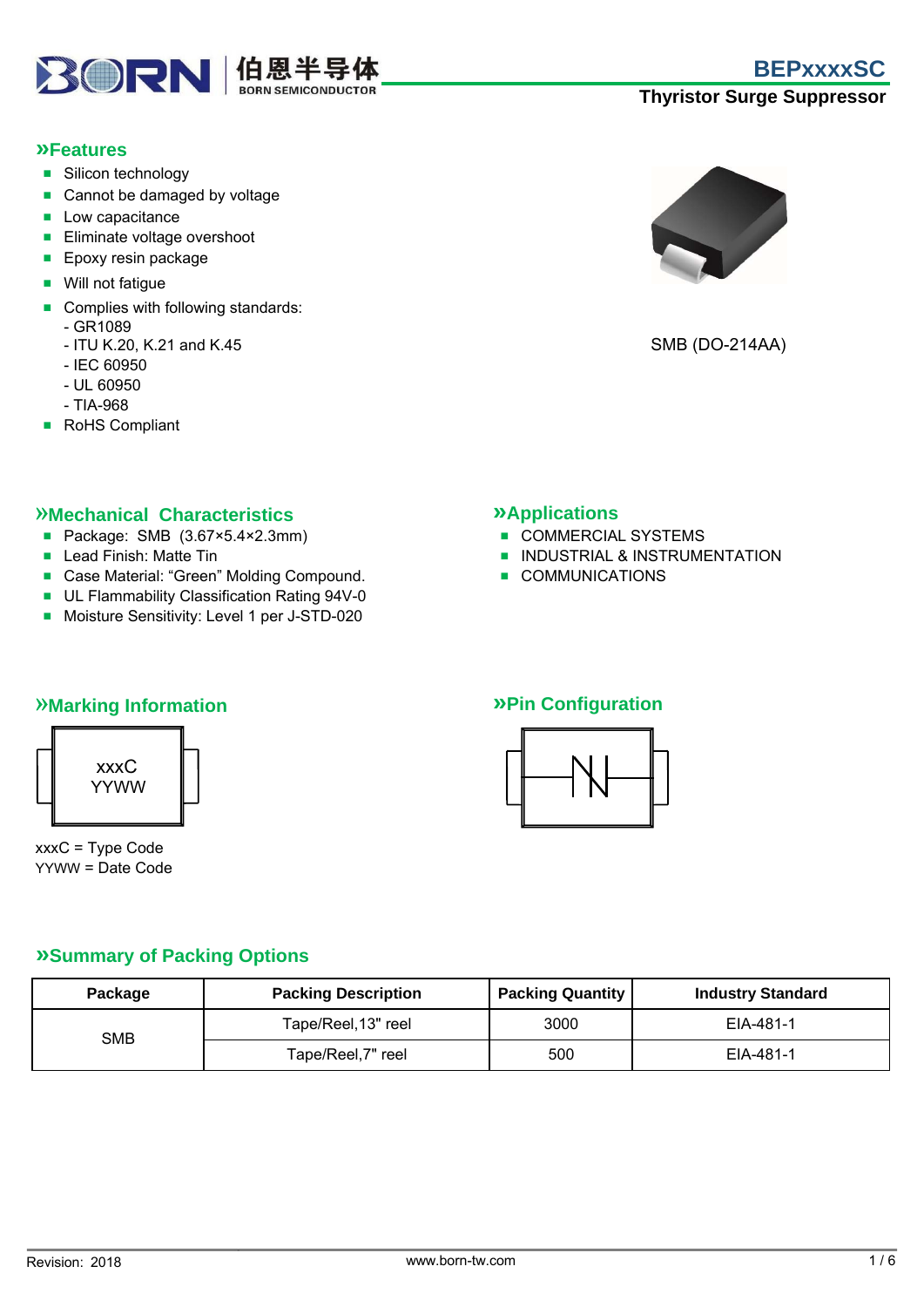# BEPxxxxSC

**Thyristor Surge Suppressor**

## »Features

- Silicon technology
- Cannot be damaged by voltage
- Low capacitance
- Eliminate voltage overshoot
- Epoxy resin package
- Will not fatigue
- Complies with following standards:
  - GR1089
  - ITU K.20, K.21 and K.45
  - IEC 60950
  - UL 60950
  - TIA-968
- RoHS Compliant

SMB (DO-214AA)

## »Mechanical Characteristics

- Package: SMB (3.67×5.4×2.3mm)
- Lead Finish: Matte Tin
- Case Material: “Green” Molding Compound.
- UL Flammability Classification Rating 94V-0
- Moisture Sensitivity: Level 1 per J-STD-020

## »Applications

- COMMERCIAL SYSTEMS
- INDUSTRIAL & INSTRUMENTATION
- COMMUNICATIONS

## »Marking Information

xxxC
YYWW

xxxC = Type Code
YYWW = Date Code

## »Pin Configuration

## »Summary of Packing Options

| Package | Packing Description | Packing Quantity | Industry Standard |
|---|---|---|---|
| SMB | Tape/Reel,13" reel | 3000 | EIA-481-1 |
| | Tape/Reel,7" reel | 500 | EIA-481-1 |

Revision: 2018 www.born-tw.com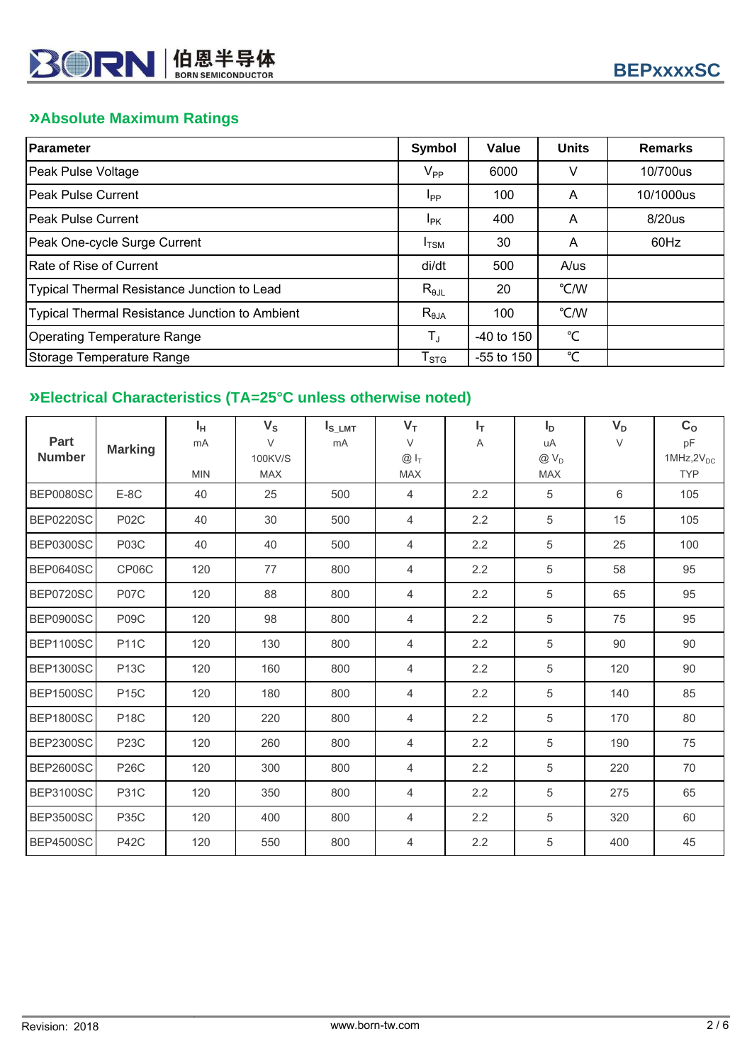## »Absolute Maximum Ratings

| Parameter | Symbol | Value | Units | Remarks |
|---|---|---|---|---|
| Peak Pulse Voltage | $V_{PP}$ | 6000 | V | 10/700us |
| Peak Pulse Current | $I_{PP}$ | 100 | A | 10/1000us |
| Peak Pulse Current | $I_{PK}$ | 400 | A | 8/20us |
| Peak One-cycle Surge Current | $I_{TSM}$ | 30 | A | 60Hz |
| Rate of Rise of Current | di/dt | 500 | A/us | |
| Typical Thermal Resistance Junction to Lead | $R_{\theta JL}$ | 20 | ℃/W | |
| Typical Thermal Resistance Junction to Ambient | $R_{\theta JA}$ | 100 | ℃/W | |
| Operating Temperature Range | $T_J$ | -40 to 150 | ℃ | |
| Storage Temperature Range | $T_{STG}$ | -55 to 150 | ℃ | |

## »Electrical Characteristics (TA=25°C unless otherwise noted)

| Part Number | Marking | $I_H$ mA MIN | $V_S$ V 100KV/S MAX | $I_{S\_LMT}$ mA | $V_T$ V @ $I_T$ MAX | $I_T$ A | $I_D$ uA @ $V_D$ MAX | $V_D$ V | $C_O$ pF 1MHz,2$V_{DC}$ TYP |
|---|---|---|---|---|---|---|---|---|---|
| BEP0080SC | E-8C | 40 | 25 | 500 | 4 | 2.2 | 5 | 6 | 105 |
| BEP0220SC | P02C | 40 | 30 | 500 | 4 | 2.2 | 5 | 15 | 105 |
| BEP0300SC | P03C | 40 | 40 | 500 | 4 | 2.2 | 5 | 25 | 100 |
| BEP0640SC | CP06C | 120 | 77 | 800 | 4 | 2.2 | 5 | 58 | 95 |
| BEP0720SC | P07C | 120 | 88 | 800 | 4 | 2.2 | 5 | 65 | 95 |
| BEP0900SC | P09C | 120 | 98 | 800 | 4 | 2.2 | 5 | 75 | 95 |
| BEP1100SC | P11C | 120 | 130 | 800 | 4 | 2.2 | 5 | 90 | 90 |
| BEP1300SC | P13C | 120 | 160 | 800 | 4 | 2.2 | 5 | 120 | 90 |
| BEP1500SC | P15C | 120 | 180 | 800 | 4 | 2.2 | 5 | 140 | 85 |
| BEP1800SC | P18C | 120 | 220 | 800 | 4 | 2.2 | 5 | 170 | 80 |
| BEP2300SC | P23C | 120 | 260 | 800 | 4 | 2.2 | 5 | 190 | 75 |
| BEP2600SC | P26C | 120 | 300 | 800 | 4 | 2.2 | 5 | 220 | 70 |
| BEP3100SC | P31C | 120 | 350 | 800 | 4 | 2.2 | 5 | 275 | 65 |
| BEP3500SC | P35C | 120 | 400 | 800 | 4 | 2.2 | 5 | 320 | 60 |
| BEP4500SC | P42C | 120 | 550 | 800 | 4 | 2.2 | 5 | 400 | 45 |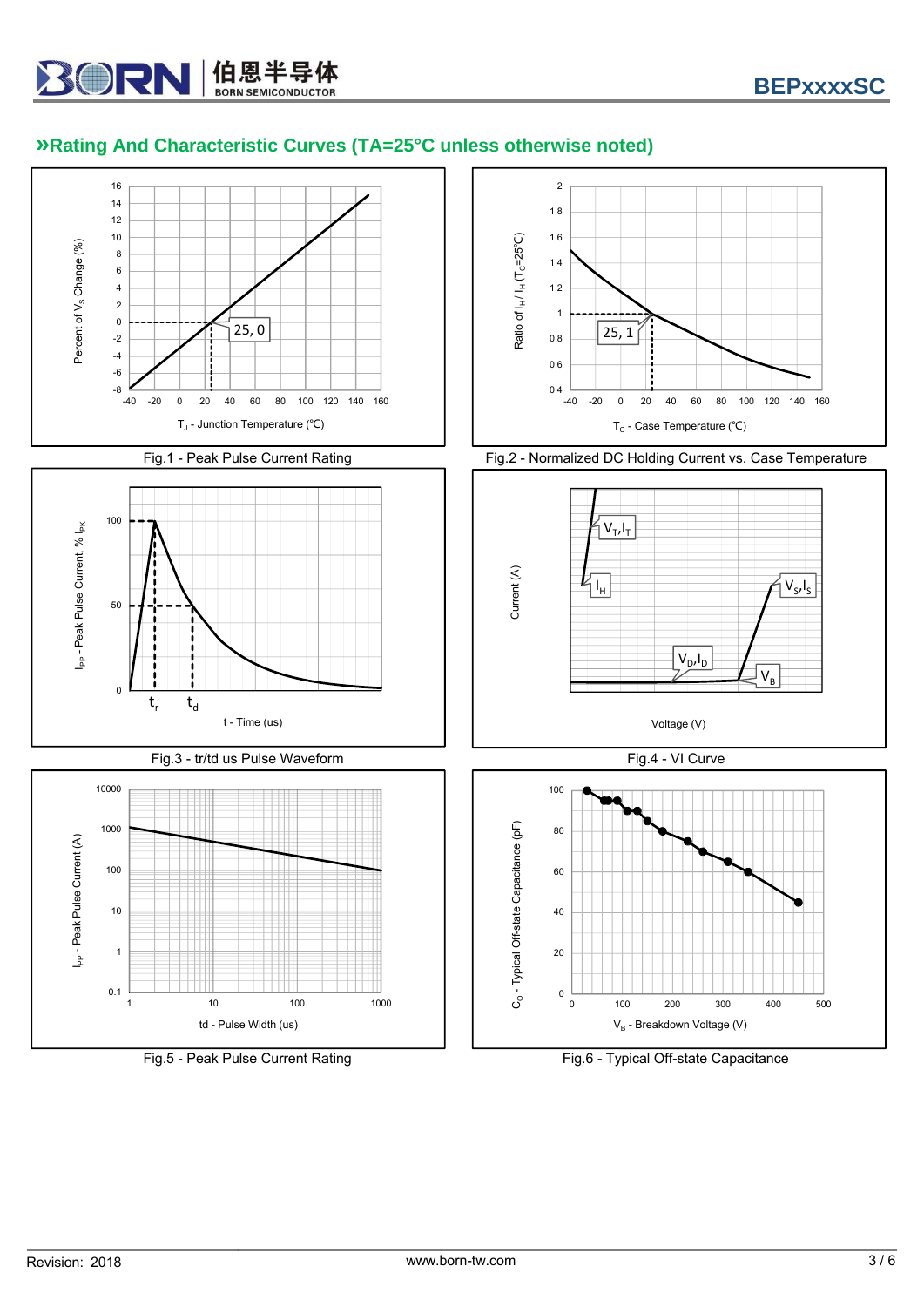## »Rating And Characteristic Curves (TA=25°C unless otherwise noted)

Fig.1 - Peak Pulse Current Rating

Fig.2 - Normalized DC Holding Current vs. Case Temperature

Fig.3 - tr/td us Pulse Waveform

Fig.4 - VI Curve

Fig.5 - Peak Pulse Current Rating

Fig.6 - Typical Off-state Capacitance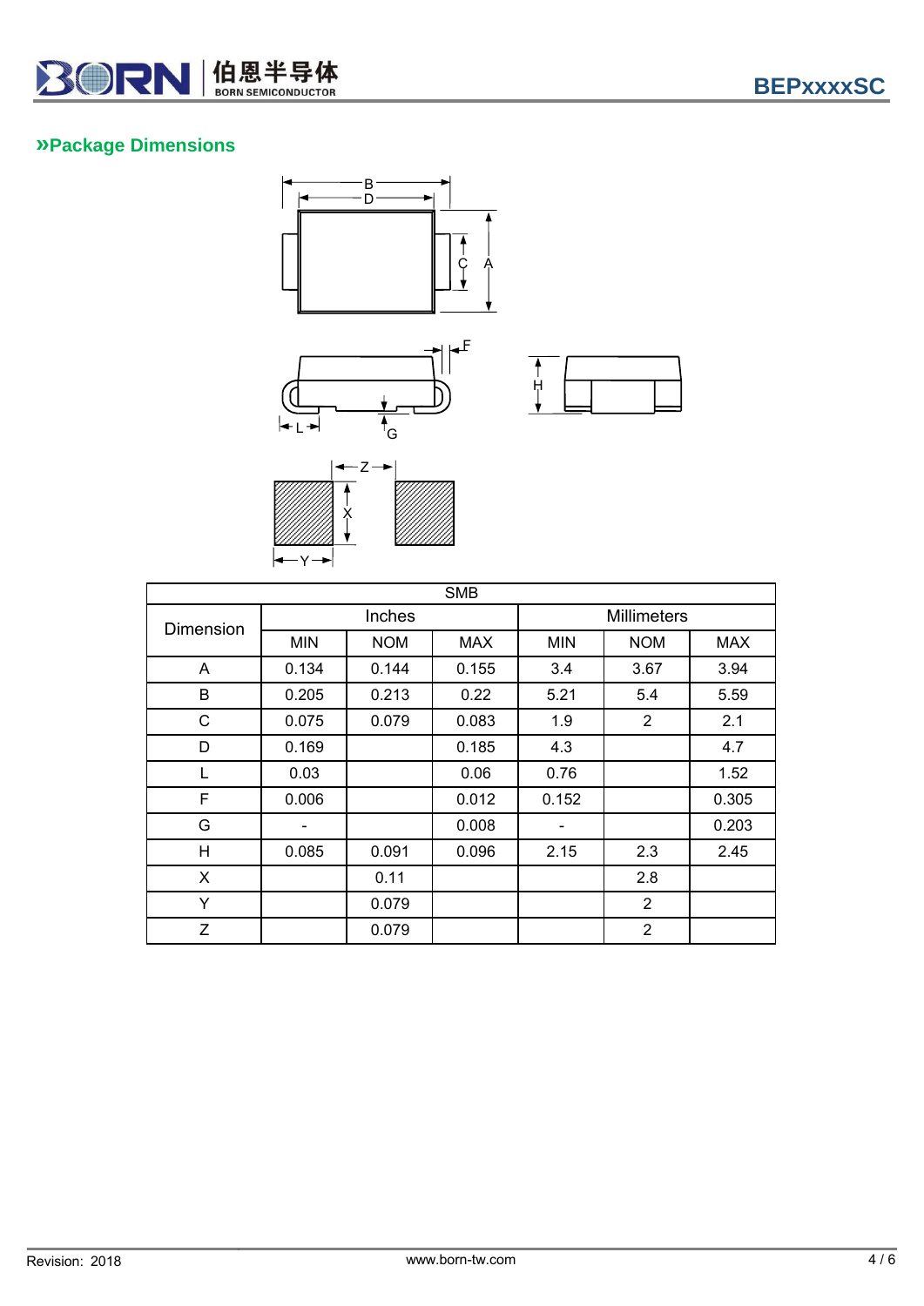## »Package Dimensions

| SMB | | | | | | |
|---|---|---|---|---|---|---|
| Dimension | Inches | | | Millimeters | | |
| | MIN | NOM | MAX | MIN | NOM | MAX |
| A | 0.134 | 0.144 | 0.155 | 3.4 | 3.67 | 3.94 |
| B | 0.205 | 0.213 | 0.22 | 5.21 | 5.4 | 5.59 |
| C | 0.075 | 0.079 | 0.083 | 1.9 | 2 | 2.1 |
| D | 0.169 | | 0.185 | 4.3 | | 4.7 |
| L | 0.03 | | 0.06 | 0.76 | | 1.52 |
| F | 0.006 | | 0.012 | 0.152 | | 0.305 |
| G | - | | 0.008 | - | | 0.203 |
| H | 0.085 | 0.091 | 0.096 | 2.15 | 2.3 | 2.45 |
| X | | 0.11 | | | 2.8 | |
| Y | | 0.079 | | | 2 | |
| Z | | 0.079 | | | 2 | |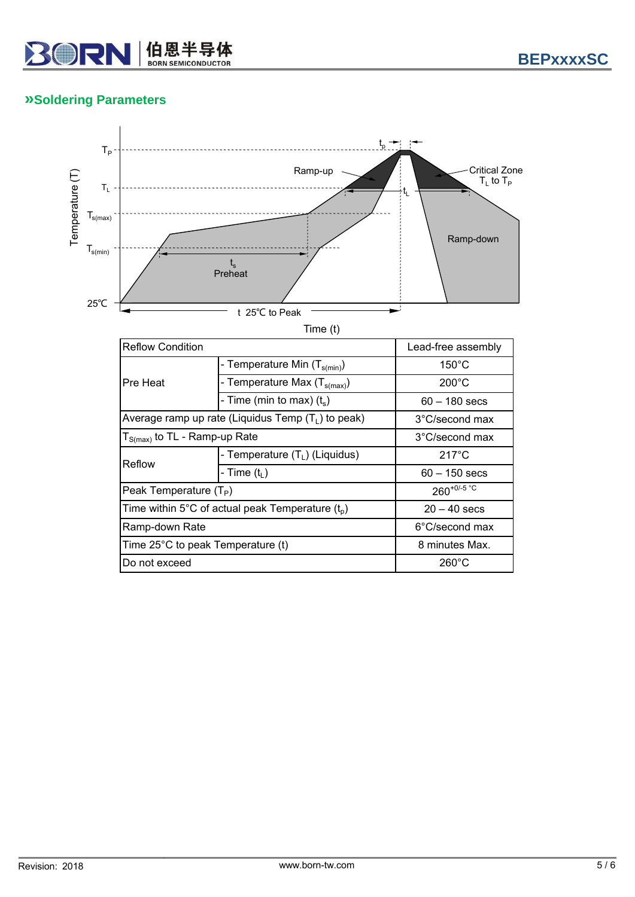## »Soldering Parameters

| Reflow Condition | | Lead-free assembly |
|---|---|---|
| Pre Heat | - Temperature Min ($T_{s(min)}$) | 150°C |
| | - Temperature Max ($T_{s(max)}$) | 200°C |
| | - Time (min to max) ($t_s$) | 60 – 180 secs |
| Average ramp up rate (Liquidus Temp ($T_L$) to peak) | | 3°C/second max |
| $T_{S(max)}$ to TL - Ramp-up Rate | | 3°C/second max |
| Reflow | - Temperature ($T_L$) (Liquidus) | 217°C |
| | - Time ($t_L$) | 60 – 150 secs |
| Peak Temperature ($T_P$) | | $260^{+0/-5}$ °C |
| Time within 5°C of actual peak Temperature ($t_p$) | | 20 – 40 secs |
| Ramp-down Rate | | 6°C/second max |
| Time 25°C to peak Temperature (t) | | 8 minutes Max. |
| Do not exceed | | 260°C |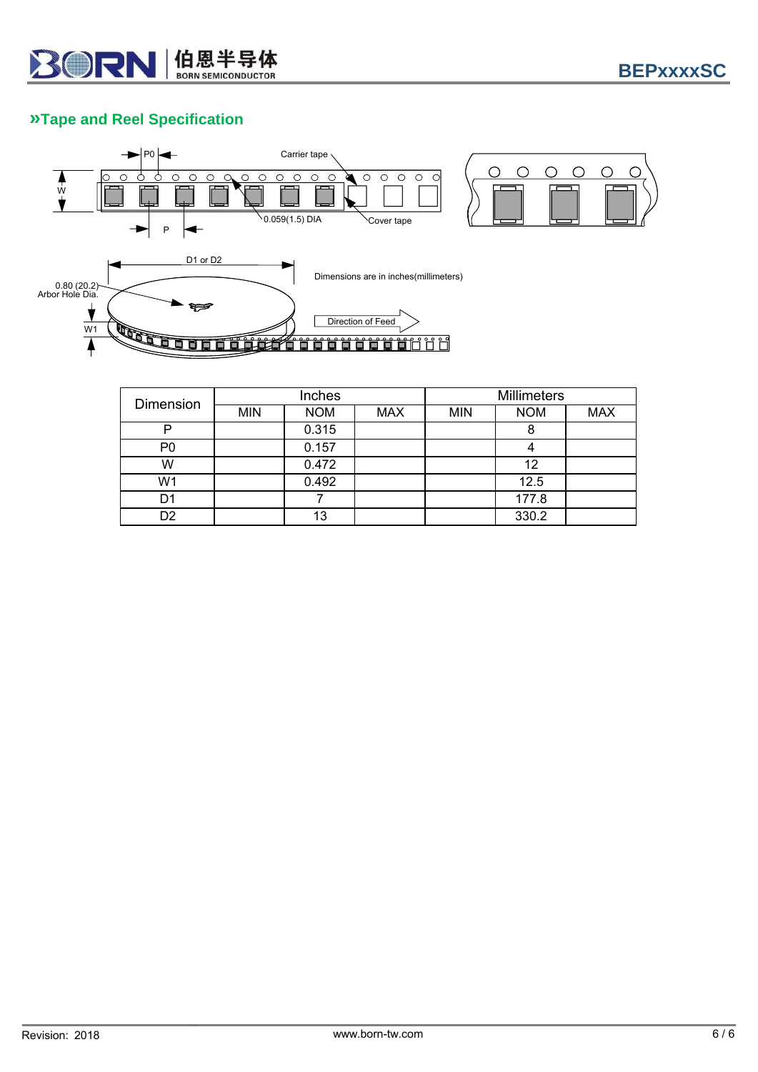## »Tape and Reel Specification

P0

Carrier tape

W

0.059(1.5) DIA

Cover tape

P

D1 or D2

Dimensions are in inches(millimeters)

0.80 (20.2)
Arbor Hole Dia.

W1

Direction of Feed

| Dimension | Inches | | | Millimeters | | |
|---|---|---|---|---|---|---|
| | MIN | NOM | MAX | MIN | NOM | MAX |
| P | | 0.315 | | | 8 | |
| P0 | | 0.157 | | | 4 | |
| W | | 0.472 | | | 12 | |
| W1 | | 0.492 | | | 12.5 | |
| D1 | | 7 | | | 177.8 | |
| D2 | | 13 | | | 330.2 | |